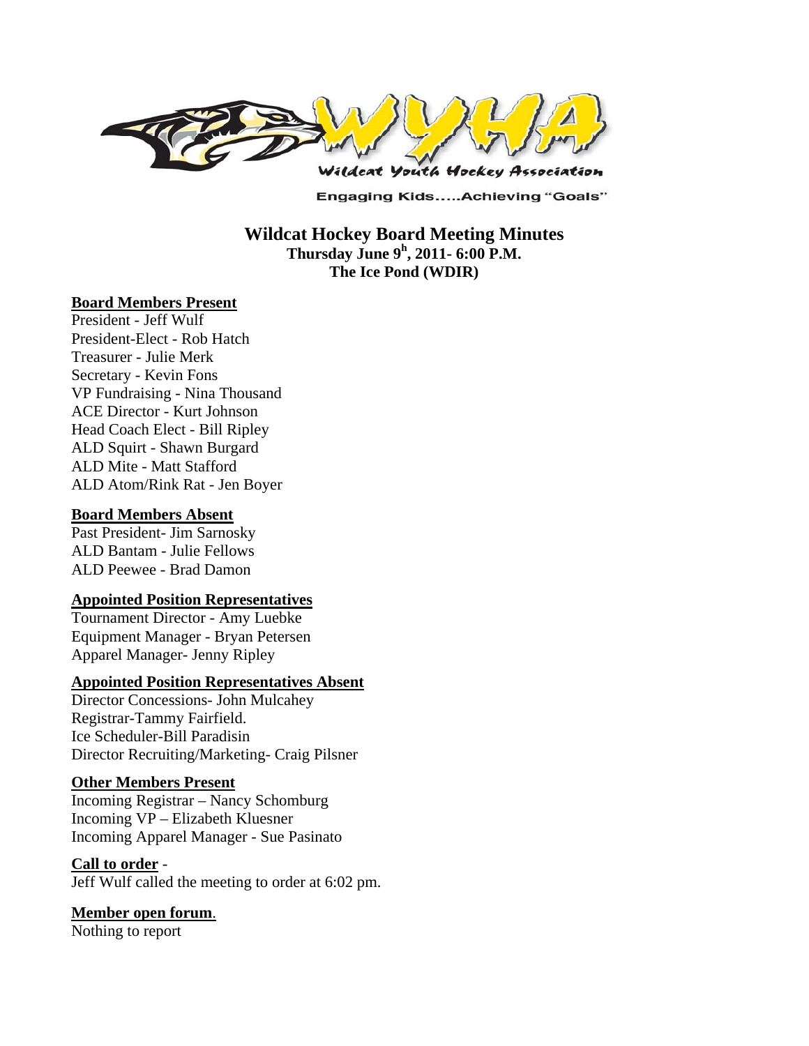Wildcat Youth Hockey Association

Engaging Kids.....Achieving "Goals"

# Wildcat Hockey Board Meeting Minutes

**Thursday June 9h, 2011- 6:00 P.M.**
**The Ice Pond (WDIR)**

## Board Members Present

President - Jeff Wulf
President-Elect - Rob Hatch
Treasurer - Julie Merk
Secretary - Kevin Fons
VP Fundraising - Nina Thousand
ACE Director - Kurt Johnson
Head Coach Elect - Bill Ripley
ALD Squirt - Shawn Burgard
ALD Mite - Matt Stafford
ALD Atom/Rink Rat - Jen Boyer

## Board Members Absent

Past President- Jim Sarnosky
ALD Bantam - Julie Fellows
ALD Peewee - Brad Damon

## Appointed Position Representatives

Tournament Director - Amy Luebke
Equipment Manager - Bryan Petersen
Apparel Manager- Jenny Ripley

## Appointed Position Representatives Absent

Director Concessions- John Mulcahey
Registrar-Tammy Fairfield.
Ice Scheduler-Bill Paradisin
Director Recruiting/Marketing- Craig Pilsner

## Other Members Present

Incoming Registrar – Nancy Schomburg
Incoming VP – Elizabeth Kluesner
Incoming Apparel Manager - Sue Pasinato

## Call to order -

Jeff Wulf called the meeting to order at 6:02 pm.

## Member open forum.

Nothing to report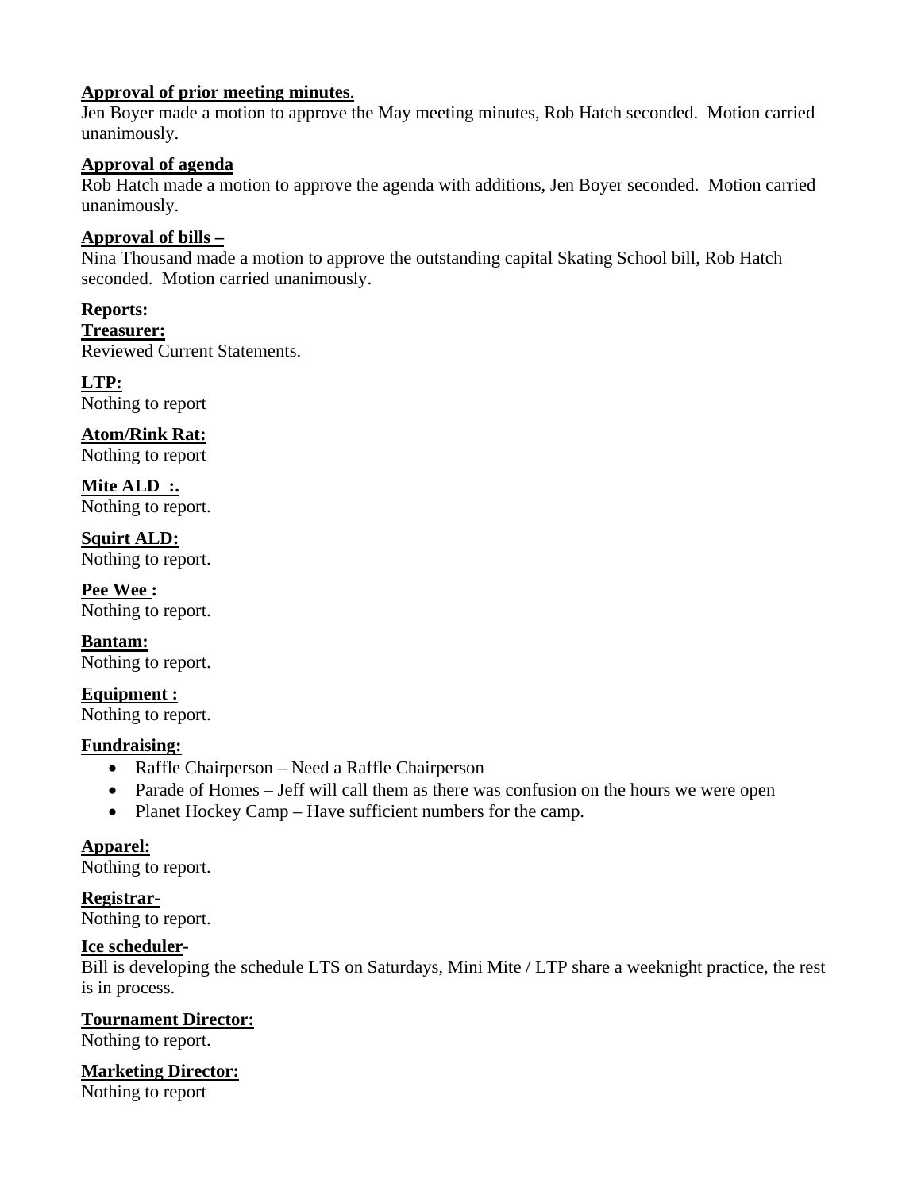**Approval of prior meeting minutes**.

Jen Boyer made a motion to approve the May meeting minutes, Rob Hatch seconded. Motion carried unanimously.

**Approval of agenda**

Rob Hatch made a motion to approve the agenda with additions, Jen Boyer seconded. Motion carried unanimously.

**Approval of bills –**

Nina Thousand made a motion to approve the outstanding capital Skating School bill, Rob Hatch seconded. Motion carried unanimously.

**Reports:**

**Treasurer:**

Reviewed Current Statements.

**LTP:**

Nothing to report

**Atom/Rink Rat:**

Nothing to report

**Mite ALD :.**

Nothing to report.

**Squirt ALD:**

Nothing to report.

**Pee Wee :**

Nothing to report.

**Bantam:**

Nothing to report.

**Equipment :**

Nothing to report.

**Fundraising:**

- Raffle Chairperson – Need a Raffle Chairperson
- Parade of Homes – Jeff will call them as there was confusion on the hours we were open
- Planet Hockey Camp – Have sufficient numbers for the camp.

**Apparel:**

Nothing to report.

**Registrar-**

Nothing to report.

**Ice scheduler-**

Bill is developing the schedule LTS on Saturdays, Mini Mite / LTP share a weeknight practice, the rest is in process.

**Tournament Director:**

Nothing to report.

**Marketing Director:**

Nothing to report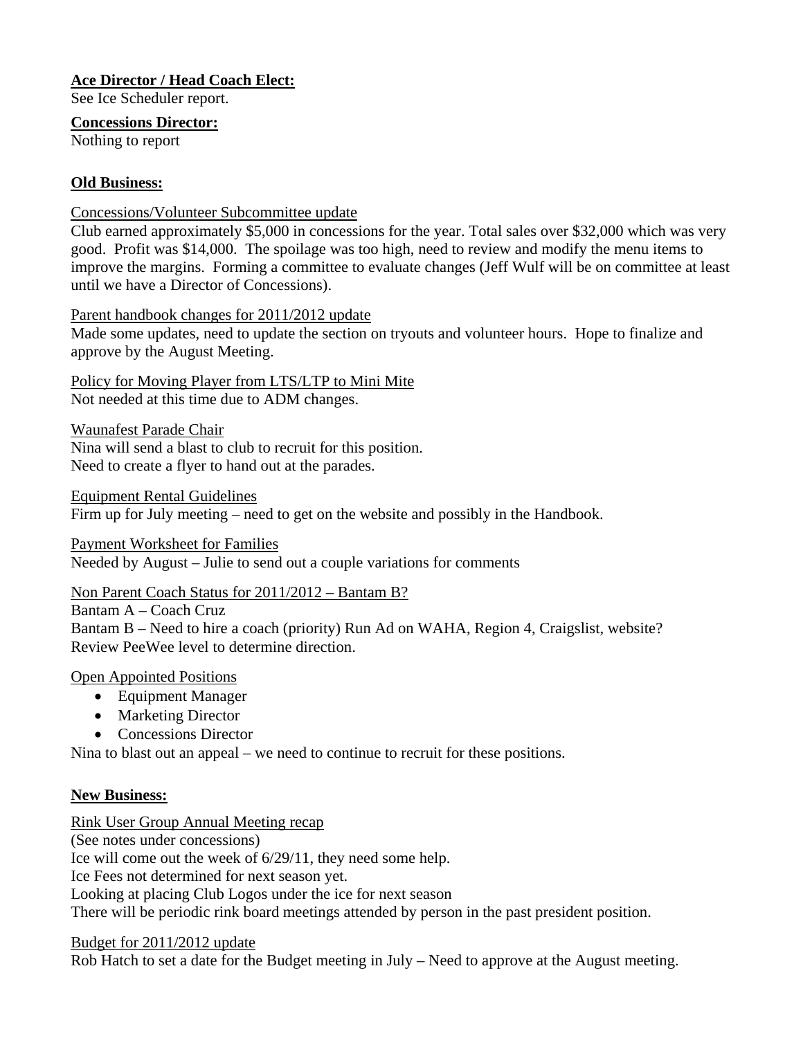**Ace Director / Head Coach Elect:**
See Ice Scheduler report.

**Concessions Director:**
Nothing to report

## Old Business:

Concessions/Volunteer Subcommittee update
Club earned approximately $5,000 in concessions for the year. Total sales over $32,000 which was very good. Profit was $14,000. The spoilage was too high, need to review and modify the menu items to improve the margins. Forming a committee to evaluate changes (Jeff Wulf will be on committee at least until we have a Director of Concessions).

Parent handbook changes for 2011/2012 update
Made some updates, need to update the section on tryouts and volunteer hours. Hope to finalize and approve by the August Meeting.

Policy for Moving Player from LTS/LTP to Mini Mite
Not needed at this time due to ADM changes.

Waunafest Parade Chair
Nina will send a blast to club to recruit for this position.
Need to create a flyer to hand out at the parades.

Equipment Rental Guidelines
Firm up for July meeting – need to get on the website and possibly in the Handbook.

Payment Worksheet for Families
Needed by August – Julie to send out a couple variations for comments

Non Parent Coach Status for 2011/2012 – Bantam B?
Bantam A – Coach Cruz
Bantam B – Need to hire a coach (priority) Run Ad on WAHA, Region 4, Craigslist, website?
Review PeeWee level to determine direction.

Open Appointed Positions

- Equipment Manager
- Marketing Director
- Concessions Director

Nina to blast out an appeal – we need to continue to recruit for these positions.

## New Business:

Rink User Group Annual Meeting recap
(See notes under concessions)
Ice will come out the week of 6/29/11, they need some help.
Ice Fees not determined for next season yet.
Looking at placing Club Logos under the ice for next season
There will be periodic rink board meetings attended by person in the past president position.

Budget for 2011/2012 update
Rob Hatch to set a date for the Budget meeting in July – Need to approve at the August meeting.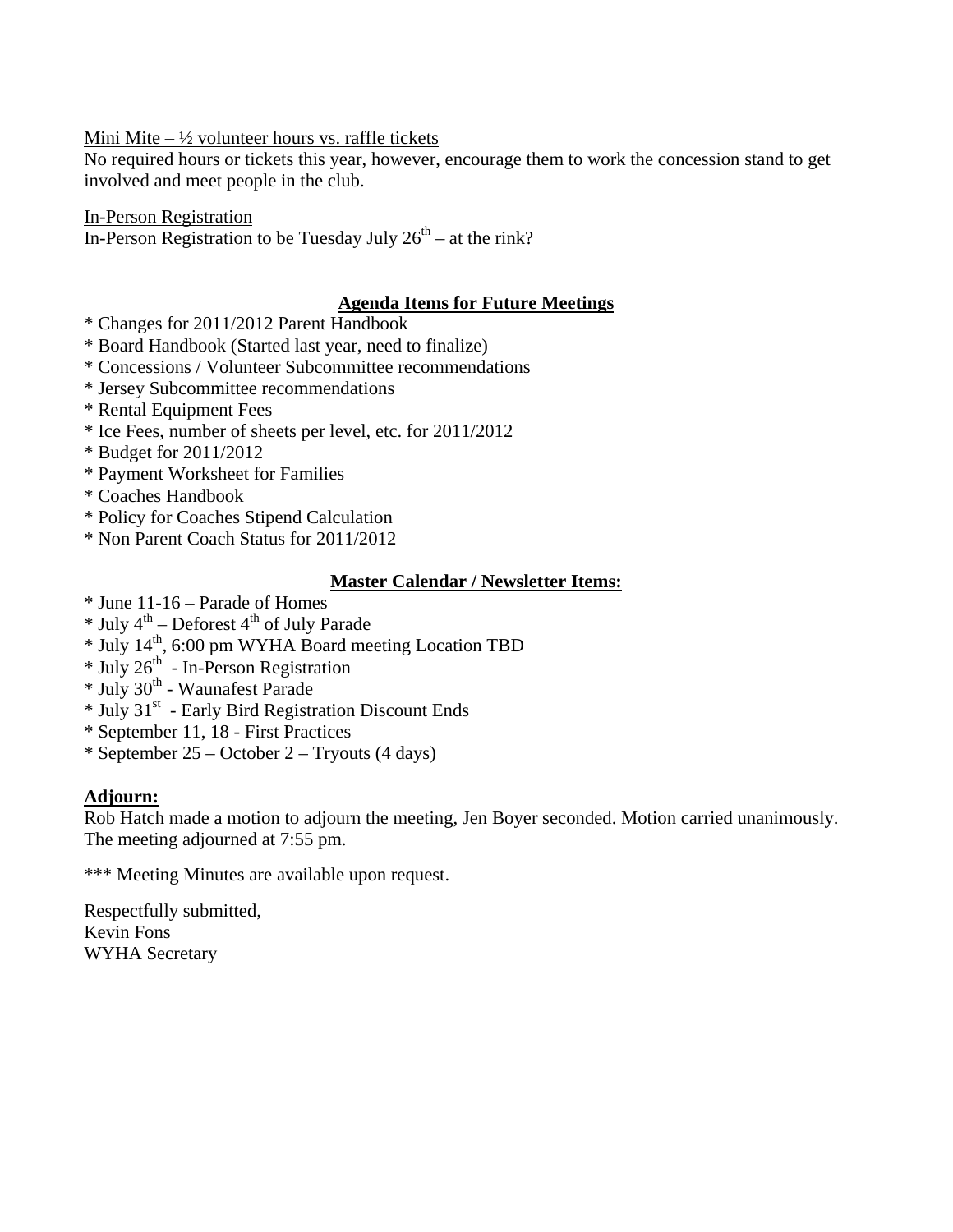Mini Mite – ½ volunteer hours vs. raffle tickets

No required hours or tickets this year, however, encourage them to work the concession stand to get involved and meet people in the club.

In-Person Registration

In-Person Registration to be Tuesday July 26th – at the rink?

## Agenda Items for Future Meetings

* Changes for 2011/2012 Parent Handbook
* Board Handbook (Started last year, need to finalize)
* Concessions / Volunteer Subcommittee recommendations
* Jersey Subcommittee recommendations
* Rental Equipment Fees
* Ice Fees, number of sheets per level, etc. for 2011/2012
* Budget for 2011/2012
* Payment Worksheet for Families
* Coaches Handbook
* Policy for Coaches Stipend Calculation
* Non Parent Coach Status for 2011/2012

## Master Calendar / Newsletter Items:

* June 11-16 – Parade of Homes
* July 4th – Deforest 4th of July Parade
* July 14th, 6:00 pm WYHA Board meeting Location TBD
* July 26th - In-Person Registration
* July 30th - Waunafest Parade
* July 31st - Early Bird Registration Discount Ends
* September 11, 18 - First Practices
* September 25 – October 2 – Tryouts (4 days)

**Adjourn:**

Rob Hatch made a motion to adjourn the meeting, Jen Boyer seconded. Motion carried unanimously. The meeting adjourned at 7:55 pm.

*** Meeting Minutes are available upon request.

Respectfully submitted,
Kevin Fons
WYHA Secretary